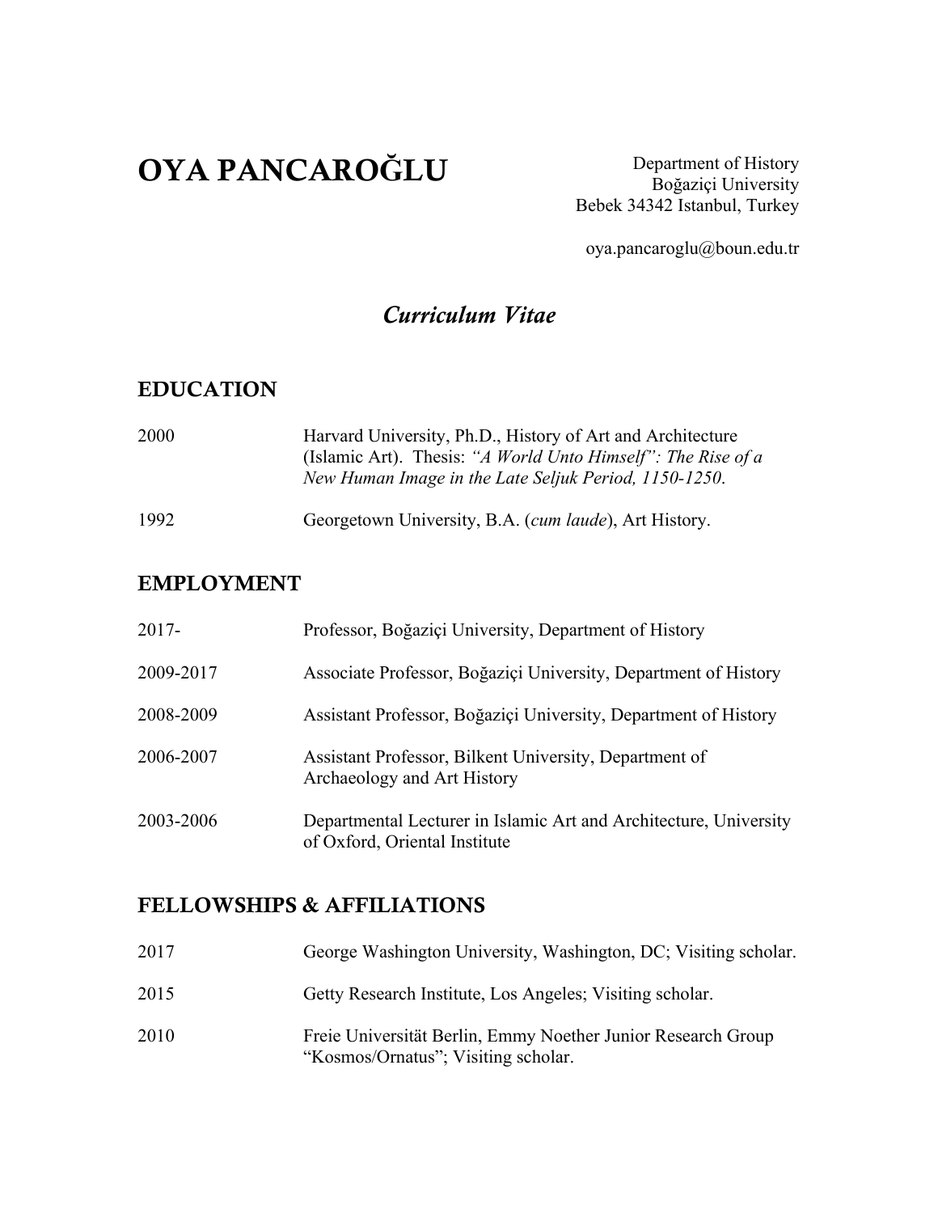# OYA PANCAROĞLU

Department of History
Boğaziçi University
Bebek 34342 Istanbul, Turkey

oya.pancaroglu@boun.edu.tr

## *Curriculum Vitae*

## EDUCATION

2000 Harvard University, Ph.D., History of Art and Architecture (Islamic Art). Thesis: *"A World Unto Himself": The Rise of a New Human Image in the Late Seljuk Period, 1150-1250.*

1992 Georgetown University, B.A. (*cum laude*), Art History.

## EMPLOYMENT

2017- Professor, Boğaziçi University, Department of History

2009-2017 Associate Professor, Boğaziçi University, Department of History

2008-2009 Assistant Professor, Boğaziçi University, Department of History

2006-2007 Assistant Professor, Bilkent University, Department of Archaeology and Art History

2003-2006 Departmental Lecturer in Islamic Art and Architecture, University of Oxford, Oriental Institute

## FELLOWSHIPS & AFFILIATIONS

2017 George Washington University, Washington, DC; Visiting scholar.

2015 Getty Research Institute, Los Angeles; Visiting scholar.

2010 Freie Universität Berlin, Emmy Noether Junior Research Group "Kosmos/Ornatus"; Visiting scholar.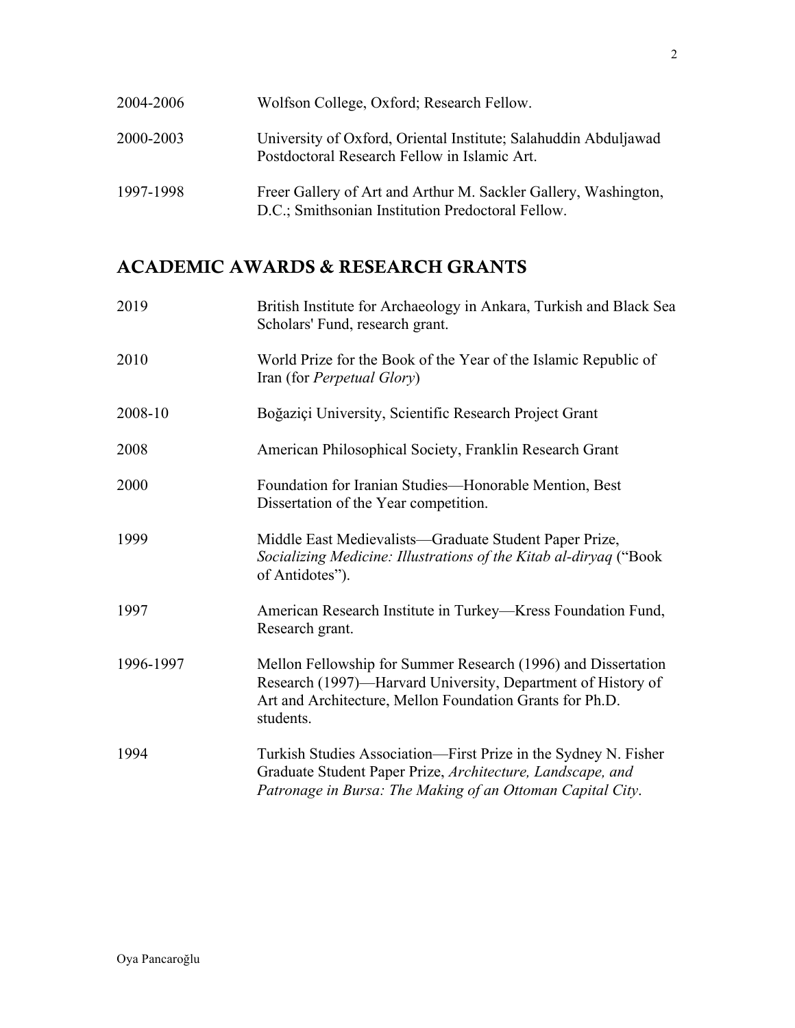| | |
|---|---|
| 2004-2006 | Wolfson College, Oxford; Research Fellow. |
| 2000-2003 | University of Oxford, Oriental Institute; Salahuddin Abduljawad Postdoctoral Research Fellow in Islamic Art. |
| 1997-1998 | Freer Gallery of Art and Arthur M. Sackler Gallery, Washington, D.C.; Smithsonian Institution Predoctoral Fellow. |

## ACADEMIC AWARDS & RESEARCH GRANTS

| | |
|---|---|
| 2019 | British Institute for Archaeology in Ankara, Turkish and Black Sea Scholars' Fund, research grant. |
| 2010 | World Prize for the Book of the Year of the Islamic Republic of Iran (for *Perpetual Glory*) |
| 2008-10 | Boğaziçi University, Scientific Research Project Grant |
| 2008 | American Philosophical Society, Franklin Research Grant |
| 2000 | Foundation for Iranian Studies—Honorable Mention, Best Dissertation of the Year competition. |
| 1999 | Middle East Medievalists—Graduate Student Paper Prize, *Socializing Medicine: Illustrations of the Kitab al-diryaq* ("Book of Antidotes"). |
| 1997 | American Research Institute in Turkey—Kress Foundation Fund, Research grant. |
| 1996-1997 | Mellon Fellowship for Summer Research (1996) and Dissertation Research (1997)—Harvard University, Department of History of Art and Architecture, Mellon Foundation Grants for Ph.D. students. |
| 1994 | Turkish Studies Association—First Prize in the Sydney N. Fisher Graduate Student Paper Prize, *Architecture, Landscape, and Patronage in Bursa: The Making of an Ottoman Capital City*. |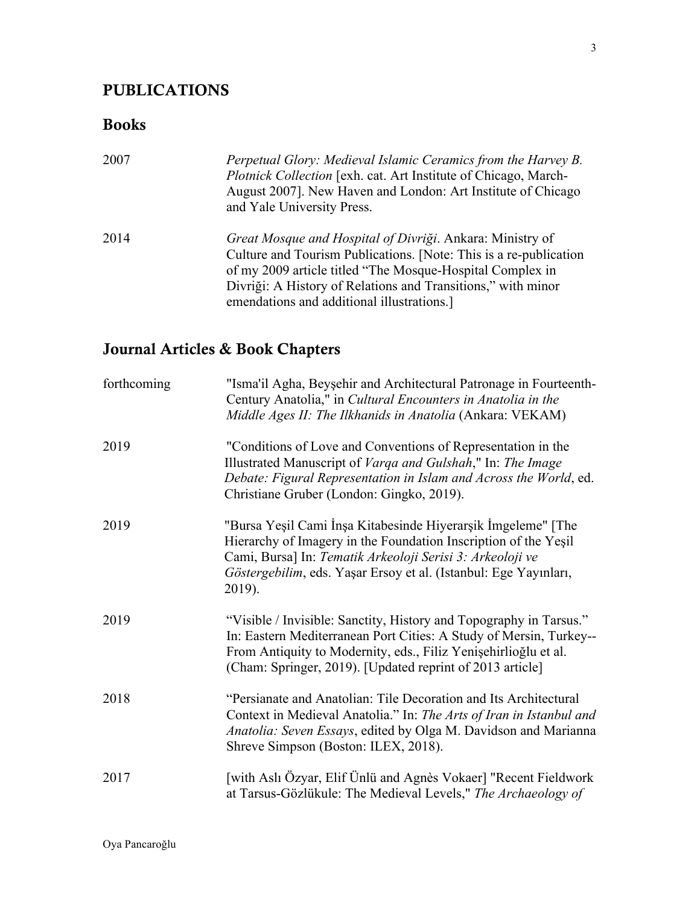# PUBLICATIONS

## Books

| | |
|---|---|
| 2007 | *Perpetual Glory: Medieval Islamic Ceramics from the Harvey B. Plotnick Collection* [exh. cat. Art Institute of Chicago, March-August 2007]. New Haven and London: Art Institute of Chicago and Yale University Press. |
| 2014 | *Great Mosque and Hospital of Divriği*. Ankara: Ministry of Culture and Tourism Publications. [Note: This is a re-publication of my 2009 article titled "The Mosque-Hospital Complex in Divriği: A History of Relations and Transitions," with minor emendations and additional illustrations.] |

## Journal Articles & Book Chapters

| | |
|---|---|
| forthcoming | "Isma'il Agha, Beyşehir and Architectural Patronage in Fourteenth-Century Anatolia," in *Cultural Encounters in Anatolia in the Middle Ages II: The Ilkhanids in Anatolia* (Ankara: VEKAM) |
| 2019 | "Conditions of Love and Conventions of Representation in the Illustrated Manuscript of *Varqa and Gulshah*," In: *The Image Debate: Figural Representation in Islam and Across the World*, ed. Christiane Gruber (London: Gingko, 2019). |
| 2019 | "Bursa Yeşil Cami İnşa Kitabesinde Hiyerarşik İmgeleme" [The Hierarchy of Imagery in the Foundation Inscription of the Yeşil Cami, Bursa] In: *Tematik Arkeoloji Serisi 3: Arkeoloji ve Göstergebilim*, eds. Yaşar Ersoy et al. (Istanbul: Ege Yayınları, 2019). |
| 2019 | "Visible / Invisible: Sanctity, History and Topography in Tarsus." In: Eastern Mediterranean Port Cities: A Study of Mersin, Turkey--From Antiquity to Modernity, eds., Filiz Yenişehirlioğlu et al. (Cham: Springer, 2019). [Updated reprint of 2013 article] |
| 2018 | "Persianate and Anatolian: Tile Decoration and Its Architectural Context in Medieval Anatolia." In: *The Arts of Iran in Istanbul and Anatolia: Seven Essays*, edited by Olga M. Davidson and Marianna Shreve Simpson (Boston: ILEX, 2018). |
| 2017 | [with Aslı Özyar, Elif Ünlü and Agnès Vokaer] "Recent Fieldwork at Tarsus-Gözlükule: The Medieval Levels," *The Archaeology of* |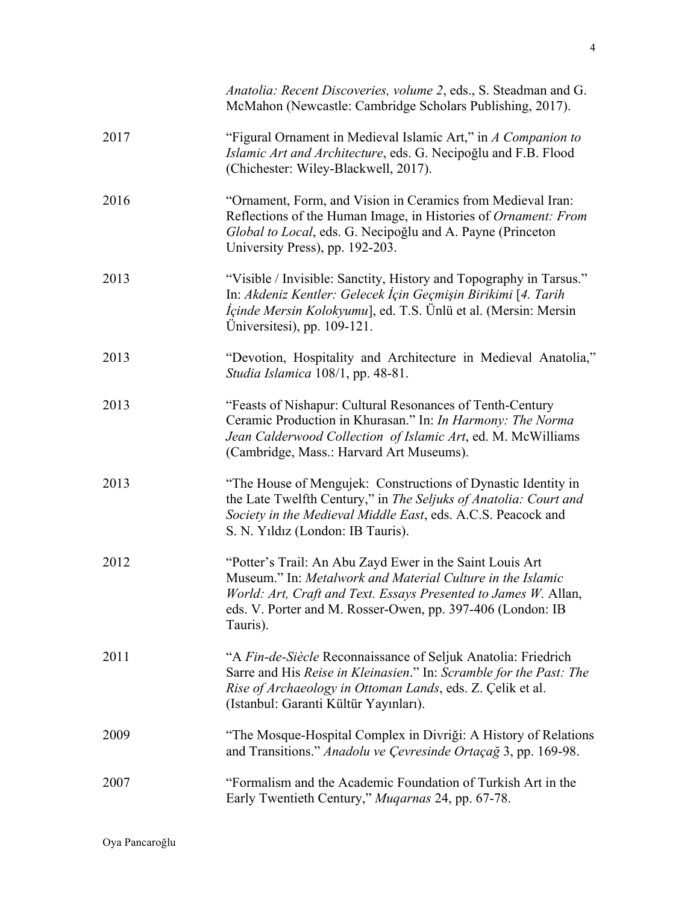*Anatolia: Recent Discoveries, volume 2*, eds., S. Steadman and G. McMahon (Newcastle: Cambridge Scholars Publishing, 2017).

2017 “Figural Ornament in Medieval Islamic Art,” in *A Companion to Islamic Art and Architecture*, eds. G. Necipoğlu and F.B. Flood (Chichester: Wiley-Blackwell, 2017).

2016 “Ornament, Form, and Vision in Ceramics from Medieval Iran: Reflections of the Human Image, in Histories of *Ornament: From Global to Local*, eds. G. Necipoğlu and A. Payne (Princeton University Press), pp. 192-203.

2013 “Visible / Invisible: Sanctity, History and Topography in Tarsus.” In: *Akdeniz Kentler: Gelecek İçin Geçmişin Birikimi* [*4. Tarih İçinde Mersin Kolokyumu*], ed. T.S. Ünlü et al. (Mersin: Mersin Üniversitesi), pp. 109-121.

2013 “Devotion, Hospitality and Architecture in Medieval Anatolia,” *Studia Islamica* 108/1, pp. 48-81.

2013 “Feasts of Nishapur: Cultural Resonances of Tenth-Century Ceramic Production in Khurasan.” In: *In Harmony: The Norma Jean Calderwood Collection of Islamic Art*, ed. M. McWilliams (Cambridge, Mass.: Harvard Art Museums).

2013 “The House of Mengujek: Constructions of Dynastic Identity in the Late Twelfth Century,” in *The Seljuks of Anatolia: Court and Society in the Medieval Middle East*, eds. A.C.S. Peacock and S. N. Yıldız (London: IB Tauris).

2012 “Potter’s Trail: An Abu Zayd Ewer in the Saint Louis Art Museum.” In: *Metalwork and Material Culture in the Islamic World: Art, Craft and Text. Essays Presented to James W.* Allan, eds. V. Porter and M. Rosser-Owen, pp. 397-406 (London: IB Tauris).

2011 “A *Fin-de-Siècle* Reconnaissance of Seljuk Anatolia: Friedrich Sarre and His *Reise in Kleinasien*.” In: *Scramble for the Past: The Rise of Archaeology in Ottoman Lands*, eds. Z. Çelik et al. (Istanbul: Garanti Kültür Yayınları).

2009 “The Mosque-Hospital Complex in Divriği: A History of Relations and Transitions.” *Anadolu ve Çevresinde Ortaçağ* 3, pp. 169-98.

2007 “Formalism and the Academic Foundation of Turkish Art in the Early Twentieth Century,” *Muqarnas* 24, pp. 67-78.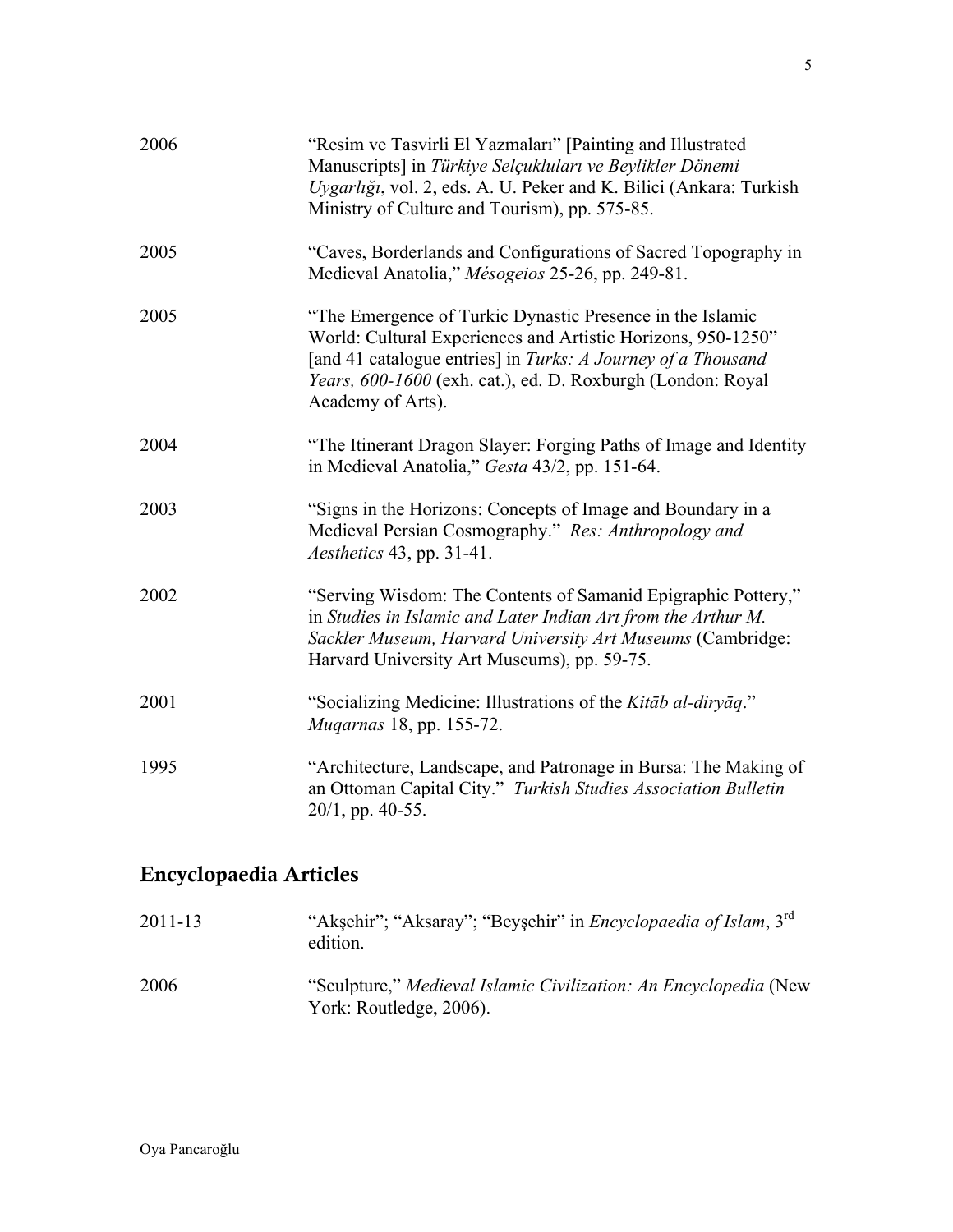2006 — "Resim ve Tasvirli El Yazmaları" [Painting and Illustrated Manuscripts] in *Türkiye Selçukluları ve Beylikler Dönemi Uygarlığı*, vol. 2, eds. A. U. Peker and K. Bilici (Ankara: Turkish Ministry of Culture and Tourism), pp. 575-85.

2005 — "Caves, Borderlands and Configurations of Sacred Topography in Medieval Anatolia," *Mésogeios* 25-26, pp. 249-81.

2005 — "The Emergence of Turkic Dynastic Presence in the Islamic World: Cultural Experiences and Artistic Horizons, 950-1250" [and 41 catalogue entries] in *Turks: A Journey of a Thousand Years, 600-1600* (exh. cat.), ed. D. Roxburgh (London: Royal Academy of Arts).

2004 — "The Itinerant Dragon Slayer: Forging Paths of Image and Identity in Medieval Anatolia," *Gesta* 43/2, pp. 151-64.

2003 — "Signs in the Horizons: Concepts of Image and Boundary in a Medieval Persian Cosmography." *Res: Anthropology and Aesthetics* 43, pp. 31-41.

2002 — "Serving Wisdom: The Contents of Samanid Epigraphic Pottery," in *Studies in Islamic and Later Indian Art from the Arthur M. Sackler Museum, Harvard University Art Museums* (Cambridge: Harvard University Art Museums), pp. 59-75.

2001 — "Socializing Medicine: Illustrations of the *Kitāb al-diryāq*." *Muqarnas* 18, pp. 155-72.

1995 — "Architecture, Landscape, and Patronage in Bursa: The Making of an Ottoman Capital City." *Turkish Studies Association Bulletin* 20/1, pp. 40-55.

## Encyclopaedia Articles

2011-13 — "Akşehir"; "Aksaray"; "Beyşehir" in *Encyclopaedia of Islam*, 3rd edition.

2006 — "Sculpture," *Medieval Islamic Civilization: An Encyclopedia* (New York: Routledge, 2006).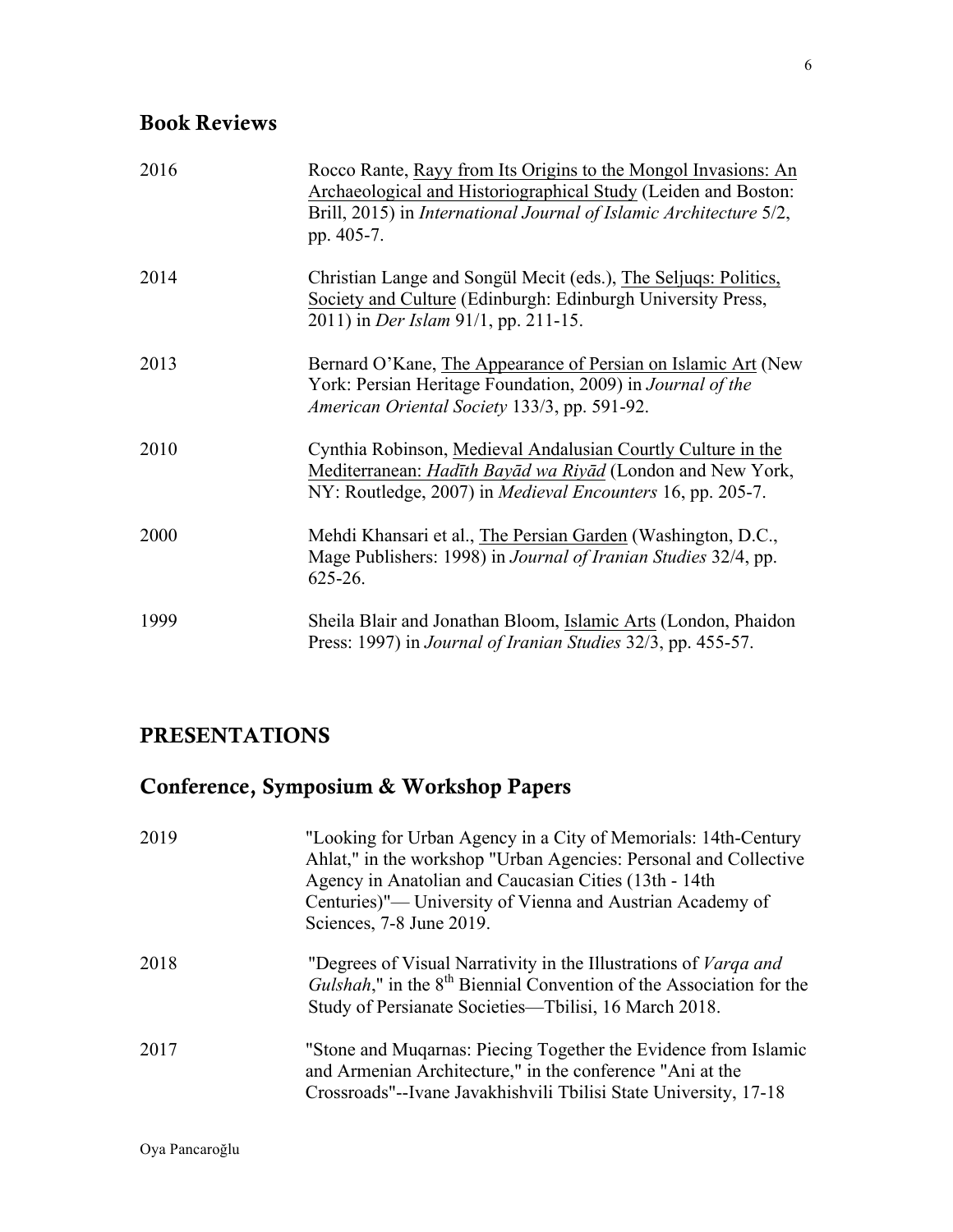## Book Reviews

2016 Rocco Rante, Rayy from Its Origins to the Mongol Invasions: An Archaeological and Historiographical Study (Leiden and Boston: Brill, 2015) in *International Journal of Islamic Architecture* 5/2, pp. 405-7.

2014 Christian Lange and Songül Mecit (eds.), The Seljuqs: Politics, Society and Culture (Edinburgh: Edinburgh University Press, 2011) in *Der Islam* 91/1, pp. 211-15.

2013 Bernard O'Kane, The Appearance of Persian on Islamic Art (New York: Persian Heritage Foundation, 2009) in *Journal of the American Oriental Society* 133/3, pp. 591-92.

2010 Cynthia Robinson, Medieval Andalusian Courtly Culture in the Mediterranean: *Hadīth Bayād wa Riyād* (London and New York, NY: Routledge, 2007) in *Medieval Encounters* 16, pp. 205-7.

2000 Mehdi Khansari et al., The Persian Garden (Washington, D.C., Mage Publishers: 1998) in *Journal of Iranian Studies* 32/4, pp. 625-26.

1999 Sheila Blair and Jonathan Bloom, Islamic Arts (London, Phaidon Press: 1997) in *Journal of Iranian Studies* 32/3, pp. 455-57.

# PRESENTATIONS

## Conference, Symposium & Workshop Papers

2019 "Looking for Urban Agency in a City of Memorials: 14th-Century Ahlat," in the workshop "Urban Agencies: Personal and Collective Agency in Anatolian and Caucasian Cities (13th - 14th Centuries)"— University of Vienna and Austrian Academy of Sciences, 7-8 June 2019.

2018 "Degrees of Visual Narrativity in the Illustrations of *Varqa and Gulshah*," in the 8th Biennial Convention of the Association for the Study of Persianate Societies—Tbilisi, 16 March 2018.

2017 "Stone and Muqarnas: Piecing Together the Evidence from Islamic and Armenian Architecture," in the conference "Ani at the Crossroads"--Ivane Javakhishvili Tbilisi State University, 17-18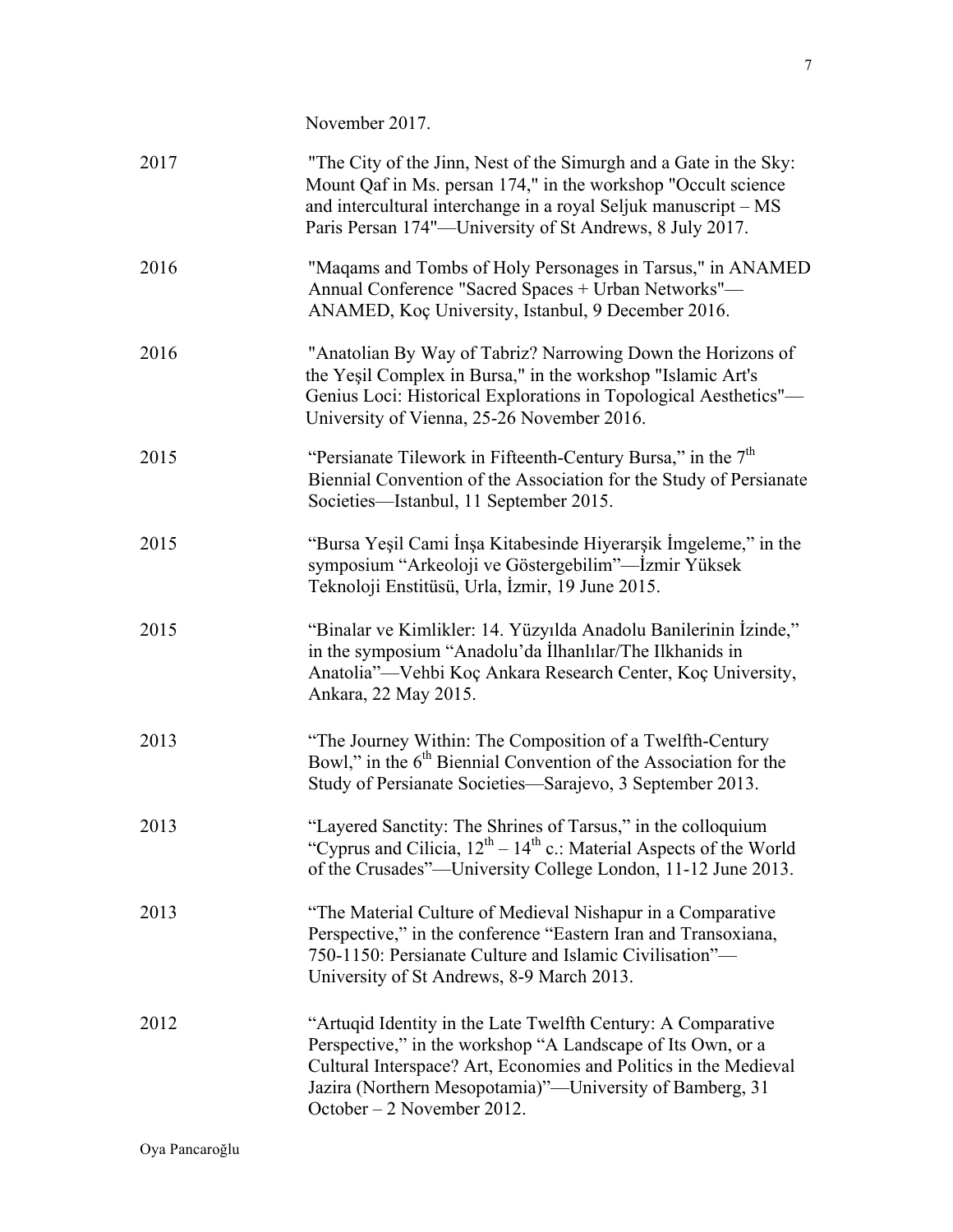November 2017.

2017 "The City of the Jinn, Nest of the Simurgh and a Gate in the Sky: Mount Qaf in Ms. persan 174," in the workshop "Occult science and intercultural interchange in a royal Seljuk manuscript – MS Paris Persan 174"—University of St Andrews, 8 July 2017.

2016 "Maqams and Tombs of Holy Personages in Tarsus," in ANAMED Annual Conference "Sacred Spaces + Urban Networks"—ANAMED, Koç University, Istanbul, 9 December 2016.

2016 "Anatolian By Way of Tabriz? Narrowing Down the Horizons of the Yeşil Complex in Bursa," in the workshop "Islamic Art's Genius Loci: Historical Explorations in Topological Aesthetics"—University of Vienna, 25-26 November 2016.

2015 "Persianate Tilework in Fifteenth-Century Bursa," in the 7th Biennial Convention of the Association for the Study of Persianate Societies—Istanbul, 11 September 2015.

2015 "Bursa Yeşil Cami İnşa Kitabesinde Hiyerarşik İmgeleme," in the symposium "Arkeoloji ve Göstergebilim"—İzmir Yüksek Teknoloji Enstitüsü, Urla, İzmir, 19 June 2015.

2015 "Binalar ve Kimlikler: 14. Yüzyılda Anadolu Banilerinin İzinde," in the symposium "Anadolu'da İlhanlılar/The Ilkhanids in Anatolia"—Vehbi Koç Ankara Research Center, Koç University, Ankara, 22 May 2015.

2013 "The Journey Within: The Composition of a Twelfth-Century Bowl," in the 6th Biennial Convention of the Association for the Study of Persianate Societies—Sarajevo, 3 September 2013.

2013 "Layered Sanctity: The Shrines of Tarsus," in the colloquium "Cyprus and Cilicia, 12th – 14th c.: Material Aspects of the World of the Crusades"—University College London, 11-12 June 2013.

2013 "The Material Culture of Medieval Nishapur in a Comparative Perspective," in the conference "Eastern Iran and Transoxiana, 750-1150: Persianate Culture and Islamic Civilisation"—University of St Andrews, 8-9 March 2013.

2012 "Artuqid Identity in the Late Twelfth Century: A Comparative Perspective," in the workshop "A Landscape of Its Own, or a Cultural Interspace? Art, Economies and Politics in the Medieval Jazira (Northern Mesopotamia)"—University of Bamberg, 31 October – 2 November 2012.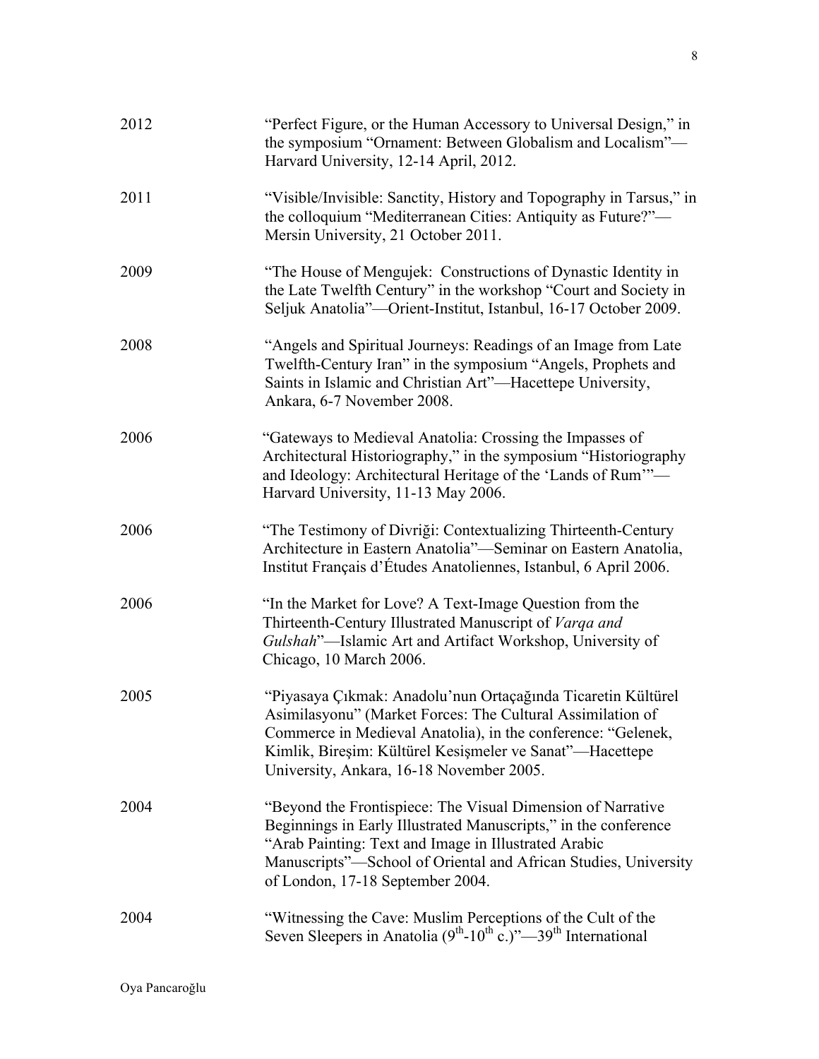2012 — "Perfect Figure, or the Human Accessory to Universal Design," in the symposium "Ornament: Between Globalism and Localism"—Harvard University, 12-14 April, 2012.

2011 — "Visible/Invisible: Sanctity, History and Topography in Tarsus," in the colloquium "Mediterranean Cities: Antiquity as Future?"—Mersin University, 21 October 2011.

2009 — "The House of Mengujek: Constructions of Dynastic Identity in the Late Twelfth Century" in the workshop "Court and Society in Seljuk Anatolia"—Orient-Institut, Istanbul, 16-17 October 2009.

2008 — "Angels and Spiritual Journeys: Readings of an Image from Late Twelfth-Century Iran" in the symposium "Angels, Prophets and Saints in Islamic and Christian Art"—Hacettepe University, Ankara, 6-7 November 2008.

2006 — "Gateways to Medieval Anatolia: Crossing the Impasses of Architectural Historiography," in the symposium "Historiography and Ideology: Architectural Heritage of the 'Lands of Rum'"—Harvard University, 11-13 May 2006.

2006 — "The Testimony of Divriği: Contextualizing Thirteenth-Century Architecture in Eastern Anatolia"—Seminar on Eastern Anatolia, Institut Français d'Études Anatoliennes, Istanbul, 6 April 2006.

2006 — "In the Market for Love? A Text-Image Question from the Thirteenth-Century Illustrated Manuscript of *Varqa and Gulshah*"—Islamic Art and Artifact Workshop, University of Chicago, 10 March 2006.

2005 — "Piyasaya Çıkmak: Anadolu'nun Ortaçağında Ticaretin Kültürel Asimilasyonu" (Market Forces: The Cultural Assimilation of Commerce in Medieval Anatolia), in the conference: "Gelenek, Kimlik, Bireşim: Kültürel Kesişmeler ve Sanat"—Hacettepe University, Ankara, 16-18 November 2005.

2004 — "Beyond the Frontispiece: The Visual Dimension of Narrative Beginnings in Early Illustrated Manuscripts," in the conference "Arab Painting: Text and Image in Illustrated Arabic Manuscripts"—School of Oriental and African Studies, University of London, 17-18 September 2004.

2004 — "Witnessing the Cave: Muslim Perceptions of the Cult of the Seven Sleepers in Anatolia (9th-10th c.)"—39th International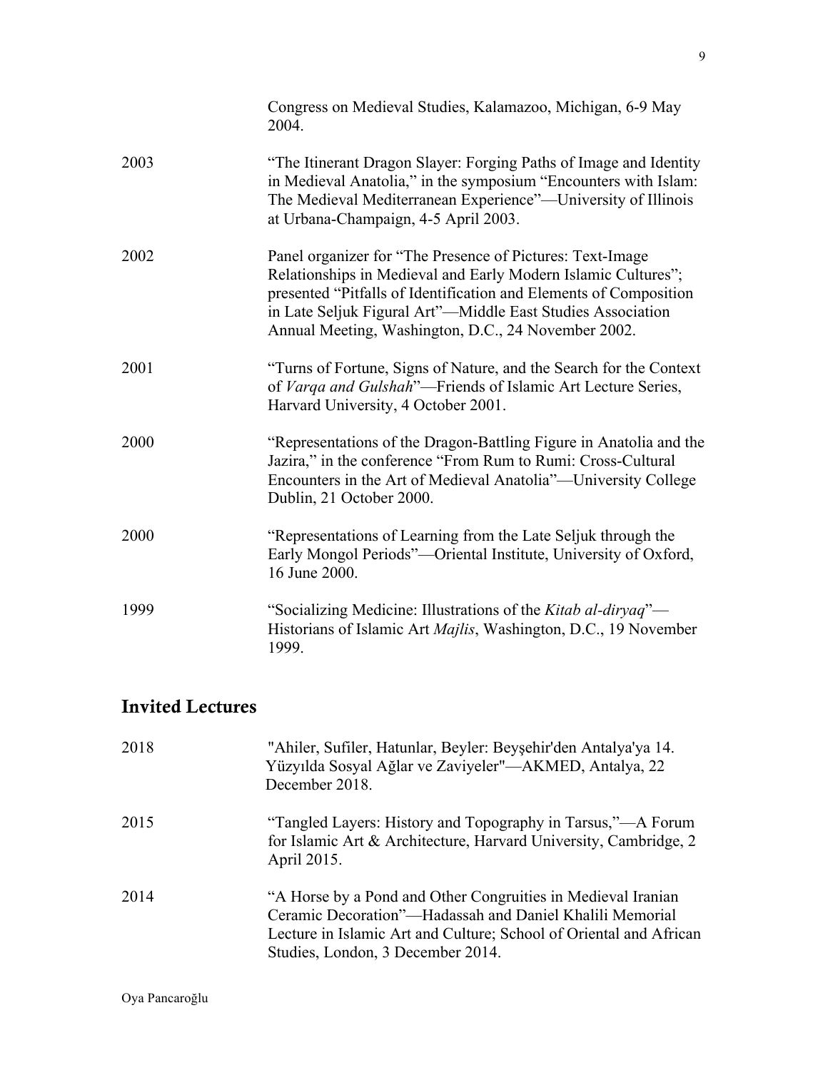Congress on Medieval Studies, Kalamazoo, Michigan, 6-9 May 2004.

2003 “The Itinerant Dragon Slayer: Forging Paths of Image and Identity in Medieval Anatolia,” in the symposium “Encounters with Islam: The Medieval Mediterranean Experience”—University of Illinois at Urbana-Champaign, 4-5 April 2003.

2002 Panel organizer for “The Presence of Pictures: Text-Image Relationships in Medieval and Early Modern Islamic Cultures”; presented “Pitfalls of Identification and Elements of Composition in Late Seljuk Figural Art”—Middle East Studies Association Annual Meeting, Washington, D.C., 24 November 2002.

2001 “Turns of Fortune, Signs of Nature, and the Search for the Context of *Varqa and Gulshah*”—Friends of Islamic Art Lecture Series, Harvard University, 4 October 2001.

2000 “Representations of the Dragon-Battling Figure in Anatolia and the Jazira,” in the conference “From Rum to Rumi: Cross-Cultural Encounters in the Art of Medieval Anatolia”—University College Dublin, 21 October 2000.

2000 “Representations of Learning from the Late Seljuk through the Early Mongol Periods”—Oriental Institute, University of Oxford, 16 June 2000.

1999 “Socializing Medicine: Illustrations of the *Kitab al-diryaq*”—Historians of Islamic Art *Majlis*, Washington, D.C., 19 November 1999.

## Invited Lectures

2018 "Ahiler, Sufiler, Hatunlar, Beyler: Beyşehir'den Antalya'ya 14. Yüzyılda Sosyal Ağlar ve Zaviyeler"—AKMED, Antalya, 22 December 2018.

2015 “Tangled Layers: History and Topography in Tarsus,”—A Forum for Islamic Art & Architecture, Harvard University, Cambridge, 2 April 2015.

2014 “A Horse by a Pond and Other Congruities in Medieval Iranian Ceramic Decoration”—Hadassah and Daniel Khalili Memorial Lecture in Islamic Art and Culture; School of Oriental and African Studies, London, 3 December 2014.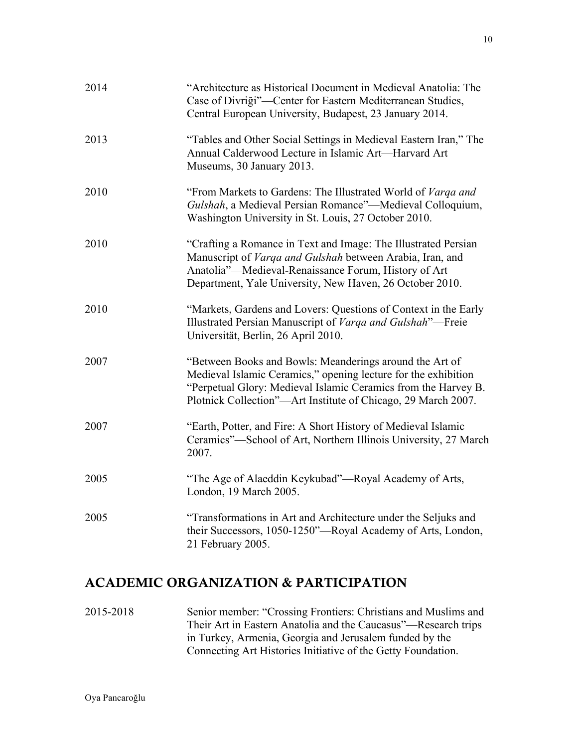2014 “Architecture as Historical Document in Medieval Anatolia: The Case of Divriği”—Center for Eastern Mediterranean Studies, Central European University, Budapest, 23 January 2014.

2013 “Tables and Other Social Settings in Medieval Eastern Iran,” The Annual Calderwood Lecture in Islamic Art—Harvard Art Museums, 30 January 2013.

2010 “From Markets to Gardens: The Illustrated World of *Varqa and Gulshah*, a Medieval Persian Romance”—Medieval Colloquium, Washington University in St. Louis, 27 October 2010.

2010 “Crafting a Romance in Text and Image: The Illustrated Persian Manuscript of *Varqa and Gulshah* between Arabia, Iran, and Anatolia”—Medieval-Renaissance Forum, History of Art Department, Yale University, New Haven, 26 October 2010.

2010 “Markets, Gardens and Lovers: Questions of Context in the Early Illustrated Persian Manuscript of *Varqa and Gulshah*”—Freie Universität, Berlin, 26 April 2010.

2007 “Between Books and Bowls: Meanderings around the Art of Medieval Islamic Ceramics,” opening lecture for the exhibition “Perpetual Glory: Medieval Islamic Ceramics from the Harvey B. Plotnick Collection”—Art Institute of Chicago, 29 March 2007.

2007 “Earth, Potter, and Fire: A Short History of Medieval Islamic Ceramics”—School of Art, Northern Illinois University, 27 March 2007.

2005 “The Age of Alaeddin Keykubad”—Royal Academy of Arts, London, 19 March 2005.

2005 “Transformations in Art and Architecture under the Seljuks and their Successors, 1050-1250”—Royal Academy of Arts, London, 21 February 2005.

## ACADEMIC ORGANIZATION & PARTICIPATION

2015-2018 Senior member: “Crossing Frontiers: Christians and Muslims and Their Art in Eastern Anatolia and the Caucasus”—Research trips in Turkey, Armenia, Georgia and Jerusalem funded by the Connecting Art Histories Initiative of the Getty Foundation.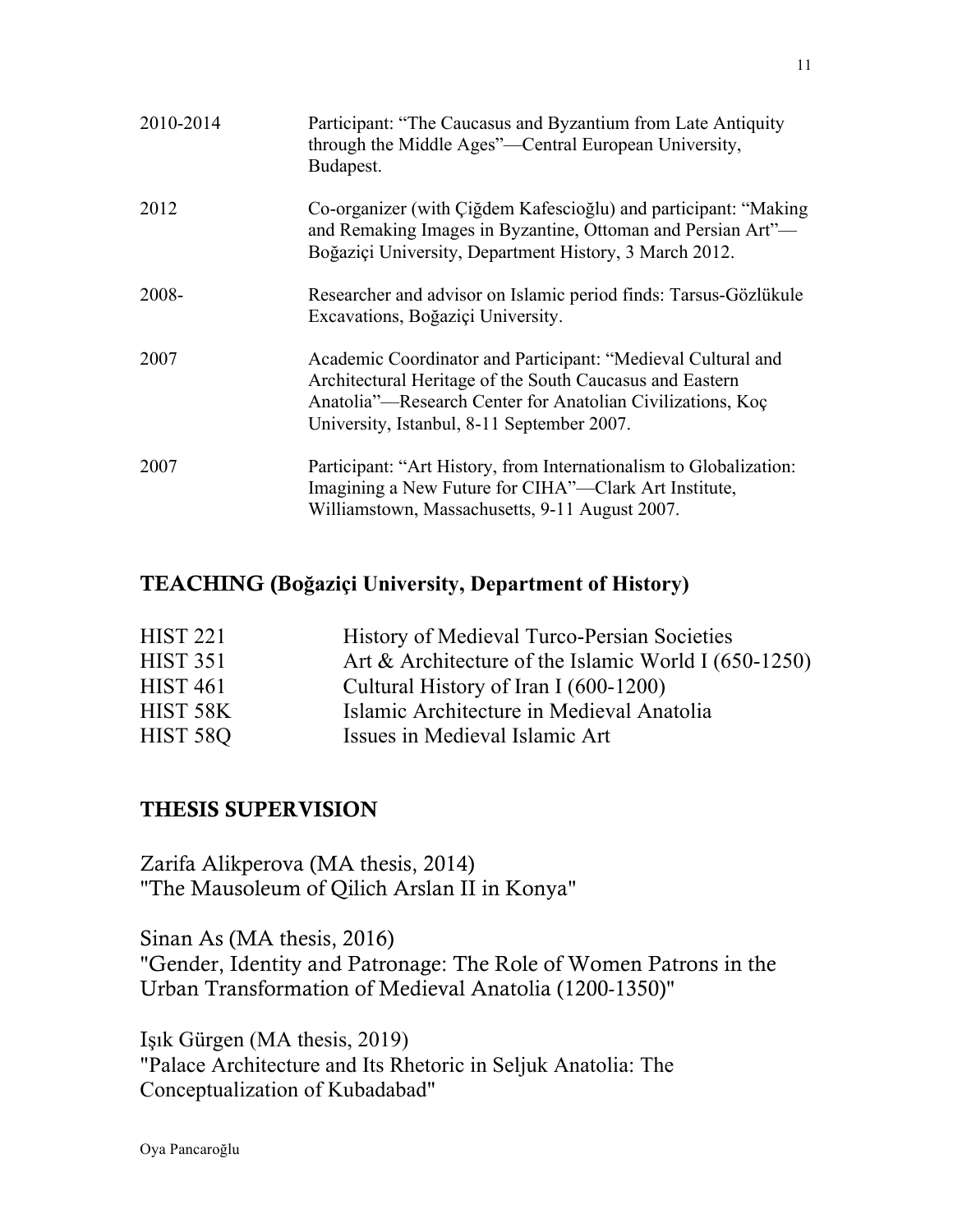| | |
|---|---|
| 2010-2014 | Participant: "The Caucasus and Byzantium from Late Antiquity through the Middle Ages"—Central European University, Budapest. |
| 2012 | Co-organizer (with Çiğdem Kafescioğlu) and participant: "Making and Remaking Images in Byzantine, Ottoman and Persian Art"—Boğaziçi University, Department History, 3 March 2012. |
| 2008- | Researcher and advisor on Islamic period finds: Tarsus-Gözlükule Excavations, Boğaziçi University. |
| 2007 | Academic Coordinator and Participant: "Medieval Cultural and Architectural Heritage of the South Caucasus and Eastern Anatolia"—Research Center for Anatolian Civilizations, Koç University, Istanbul, 8-11 September 2007. |
| 2007 | Participant: "Art History, from Internationalism to Globalization: Imagining a New Future for CIHA"—Clark Art Institute, Williamstown, Massachusetts, 9-11 August 2007. |

## TEACHING (Boğaziçi University, Department of History)

| | |
|---|---|
| HIST 221 | History of Medieval Turco-Persian Societies |
| HIST 351 | Art & Architecture of the Islamic World I (650-1250) |
| HIST 461 | Cultural History of Iran I (600-1200) |
| HIST 58K | Islamic Architecture in Medieval Anatolia |
| HIST 58Q | Issues in Medieval Islamic Art |

## THESIS SUPERVISION

Zarifa Alikperova (MA thesis, 2014)
"The Mausoleum of Qilich Arslan II in Konya"

Sinan As (MA thesis, 2016)
"Gender, Identity and Patronage: The Role of Women Patrons in the Urban Transformation of Medieval Anatolia (1200-1350)"

Işık Gürgen (MA thesis, 2019)
"Palace Architecture and Its Rhetoric in Seljuk Anatolia: The Conceptualization of Kubadabad"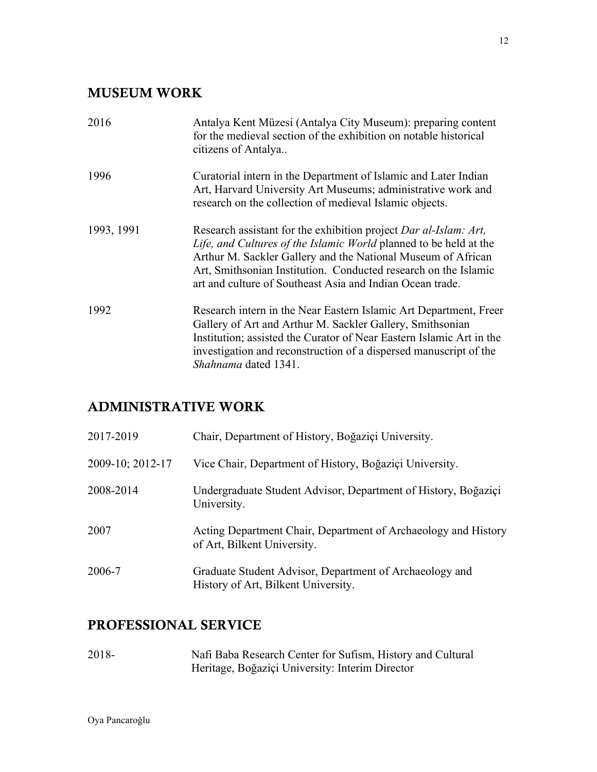## MUSEUM WORK

| | |
|---|---|
| 2016 | Antalya Kent Müzesi (Antalya City Museum): preparing content for the medieval section of the exhibition on notable historical citizens of Antalya.. |
| 1996 | Curatorial intern in the Department of Islamic and Later Indian Art, Harvard University Art Museums; administrative work and research on the collection of medieval Islamic objects. |
| 1993, 1991 | Research assistant for the exhibition project *Dar al-Islam: Art, Life, and Cultures of the Islamic World* planned to be held at the Arthur M. Sackler Gallery and the National Museum of African Art, Smithsonian Institution. Conducted research on the Islamic art and culture of Southeast Asia and Indian Ocean trade. |
| 1992 | Research intern in the Near Eastern Islamic Art Department, Freer Gallery of Art and Arthur M. Sackler Gallery, Smithsonian Institution; assisted the Curator of Near Eastern Islamic Art in the investigation and reconstruction of a dispersed manuscript of the *Shahnama* dated 1341. |

## ADMINISTRATIVE WORK

| | |
|---|---|
| 2017-2019 | Chair, Department of History, Boğaziçi University. |
| 2009-10; 2012-17 | Vice Chair, Department of History, Boğaziçi University. |
| 2008-2014 | Undergraduate Student Advisor, Department of History, Boğaziçi University. |
| 2007 | Acting Department Chair, Department of Archaeology and History of Art, Bilkent University. |
| 2006-7 | Graduate Student Advisor, Department of Archaeology and History of Art, Bilkent University. |

## PROFESSIONAL SERVICE

| | |
|---|---|
| 2018- | Nafi Baba Research Center for Sufism, History and Cultural Heritage, Boğaziçi University: Interim Director |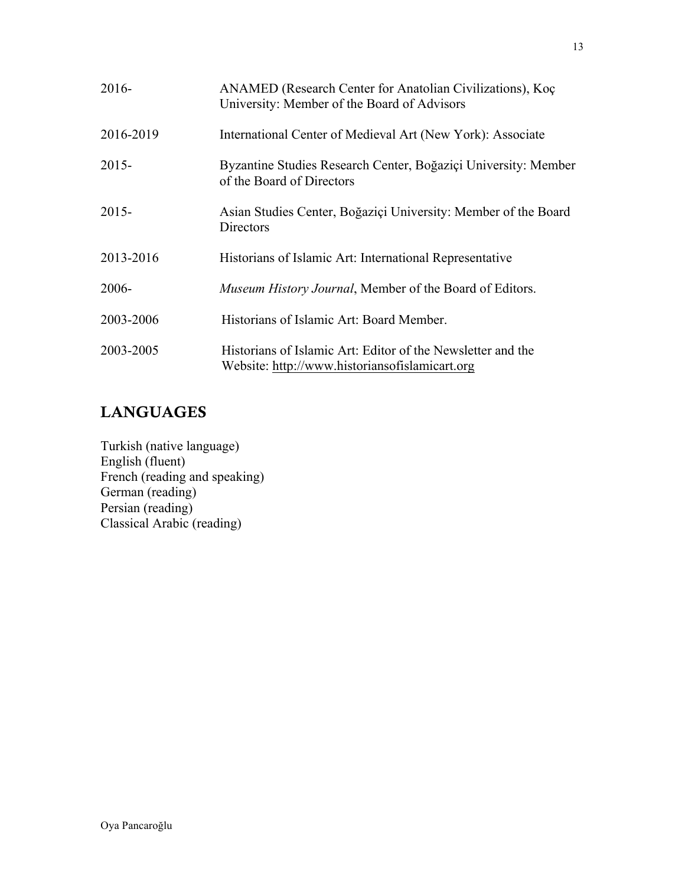| | |
|---|---|
| 2016- | ANAMED (Research Center for Anatolian Civilizations), Koç University: Member of the Board of Advisors |
| 2016-2019 | International Center of Medieval Art (New York): Associate |
| 2015- | Byzantine Studies Research Center, Boğaziçi University: Member of the Board of Directors |
| 2015- | Asian Studies Center, Boğaziçi University: Member of the Board Directors |
| 2013-2016 | Historians of Islamic Art: International Representative |
| 2006- | *Museum History Journal*, Member of the Board of Editors. |
| 2003-2006 | Historians of Islamic Art: Board Member. |
| 2003-2005 | Historians of Islamic Art: Editor of the Newsletter and the Website: http://www.historiansofislamicart.org |

## LANGUAGES

Turkish (native language)
English (fluent)
French (reading and speaking)
German (reading)
Persian (reading)
Classical Arabic (reading)